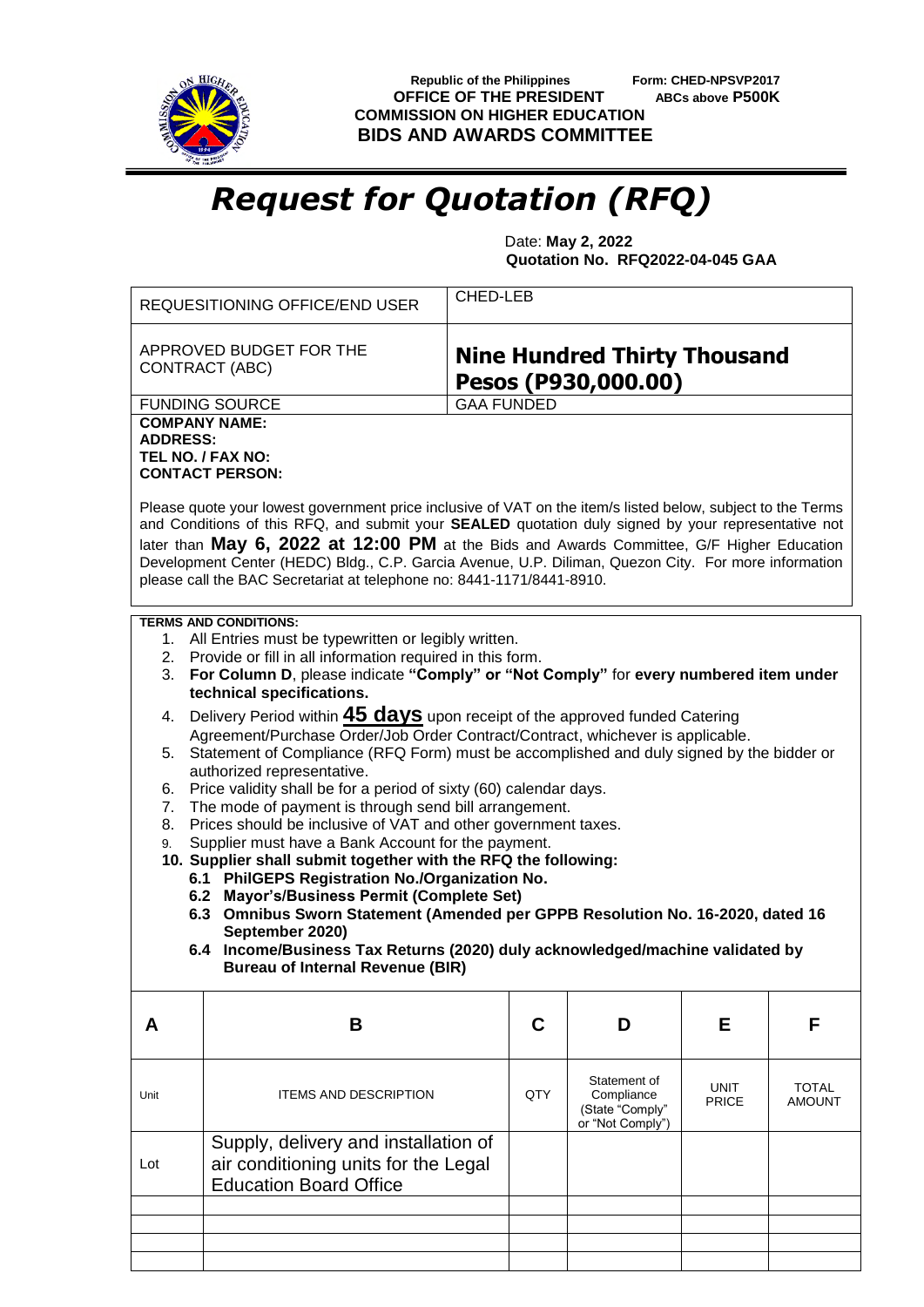**Republic of the Philippines**
**OFFICE OF THE PRESIDENT**
**COMMISSION ON HIGHER EDUCATION**
**BIDS AND AWARDS COMMITTEE**

**Form: CHED-NPSVP2017**
**ABCs above P500K**

# *Request for Quotation (RFQ)*

Date: **May 2, 2022**
**Quotation No. RFQ2022-04-045 GAA**

| | |
|---|---|
| REQUESITIONING OFFICE/END USER | CHED-LEB |
| APPROVED BUDGET FOR THE CONTRACT (ABC) | **Nine Hundred Thirty Thousand Pesos (P930,000.00)** |
| FUNDING SOURCE | GAA FUNDED |

**COMPANY NAME:**
**ADDRESS:**
**TEL NO. / FAX NO:**
**CONTACT PERSON:**

Please quote your lowest government price inclusive of VAT on the item/s listed below, subject to the Terms and Conditions of this RFQ, and submit your **SEALED** quotation duly signed by your representative not later than **May 6, 2022 at 12:00 PM** at the Bids and Awards Committee, G/F Higher Education Development Center (HEDC) Bldg., C.P. Garcia Avenue, U.P. Diliman, Quezon City. For more information please call the BAC Secretariat at telephone no: 8441-1171/8441-8910.

**TERMS AND CONDITIONS:**

1. All Entries must be typewritten or legibly written.
2. Provide or fill in all information required in this form.
3. **For Column D**, please indicate **"Comply" or "Not Comply"** for **every numbered item under technical specifications.**
4. Delivery Period within **45 days** upon receipt of the approved funded Catering Agreement/Purchase Order/Job Order Contract/Contract, whichever is applicable.
5. Statement of Compliance (RFQ Form) must be accomplished and duly signed by the bidder or authorized representative.
6. Price validity shall be for a period of sixty (60) calendar days.
7. The mode of payment is through send bill arrangement.
8. Prices should be inclusive of VAT and other government taxes.
9. Supplier must have a Bank Account for the payment.
10. **Supplier shall submit together with the RFQ the following:**
    - **6.1 PhilGEPS Registration No./Organization No.**
    - **6.2 Mayor's/Business Permit (Complete Set)**
    - **6.3 Omnibus Sworn Statement (Amended per GPPB Resolution No. 16-2020, dated 16 September 2020)**
    - **6.4 Income/Business Tax Returns (2020) duly acknowledged/machine validated by Bureau of Internal Revenue (BIR)**

| A | B | C | D | E | F |
|---|---|---|---|---|---|
| Unit | ITEMS AND DESCRIPTION | QTY | Statement of Compliance (State "Comply" or "Not Comply") | UNIT PRICE | TOTAL AMOUNT |
| Lot | Supply, delivery and installation of air conditioning units for the Legal Education Board Office | | | | |
| | | | | | |
| | | | | | |
| | | | | | |
| | | | | | |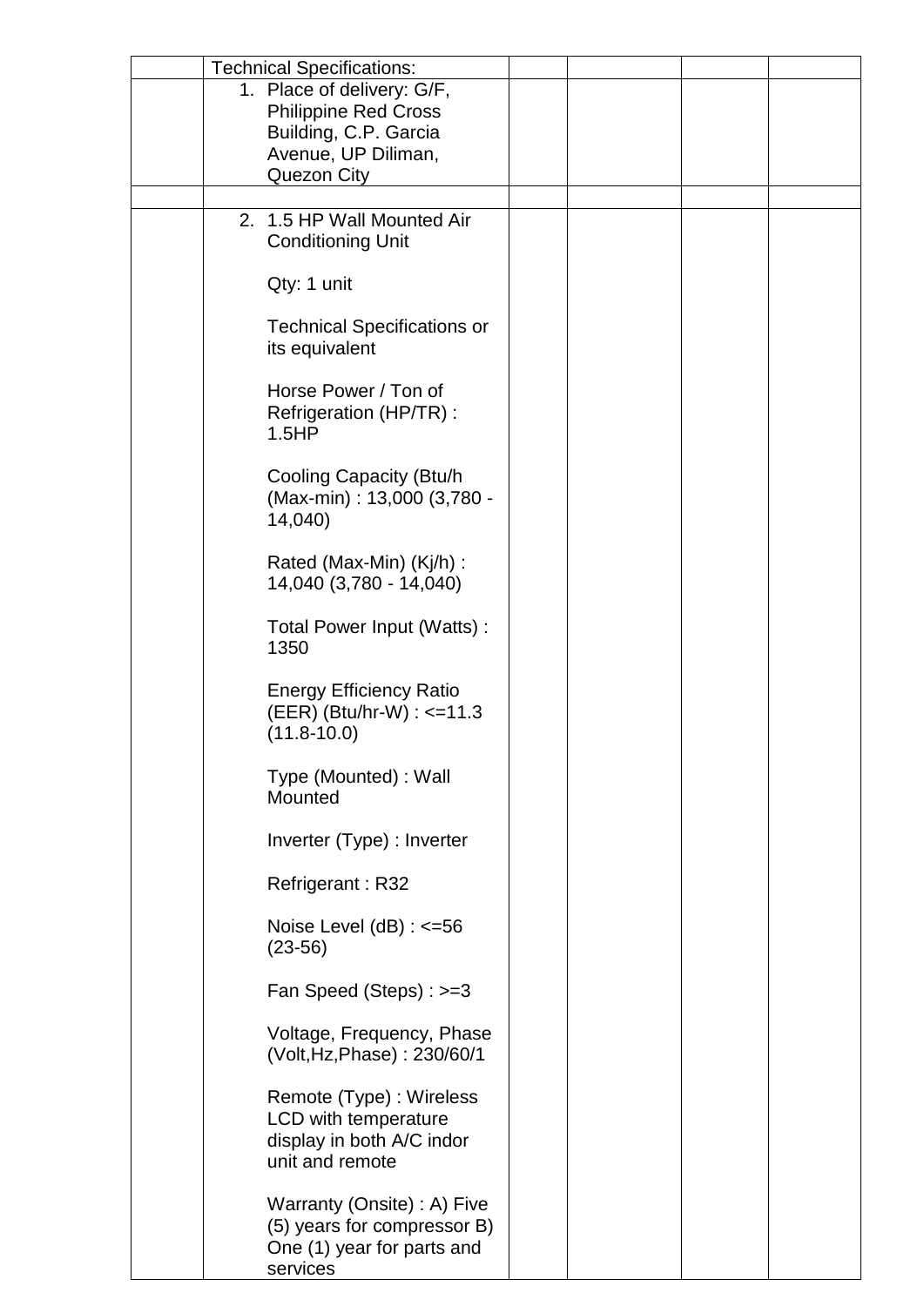| | | | | | |
|---|---|---|---|---|---|
| | Technical Specifications: | | | | |
| | 1. Place of delivery: G/F, Philippine Red Cross Building, C.P. Garcia Avenue, UP Diliman, Quezon City | | | | |
| | | | | | |
| | 2. 1.5 HP Wall Mounted Air Conditioning Unit<br><br>Qty: 1 unit<br><br>Technical Specifications or its equivalent<br><br>Horse Power / Ton of Refrigeration (HP/TR) : 1.5HP<br><br>Cooling Capacity (Btu/h (Max-min) : 13,000 (3,780 - 14,040)<br><br>Rated (Max-Min) (Kj/h) : 14,040 (3,780 - 14,040)<br><br>Total Power Input (Watts) : 1350<br><br>Energy Efficiency Ratio (EER) (Btu/hr-W) : <=11.3 (11.8-10.0)<br><br>Type (Mounted) : Wall Mounted<br><br>Inverter (Type) : Inverter<br><br>Refrigerant : R32<br><br>Noise Level (dB) : <=56 (23-56)<br><br>Fan Speed (Steps) : >=3<br><br>Voltage, Frequency, Phase (Volt,Hz,Phase) : 230/60/1<br><br>Remote (Type) : Wireless LCD with temperature display in both A/C indor unit and remote<br><br>Warranty (Onsite) : A) Five (5) years for compressor B) One (1) year for parts and services | | | | |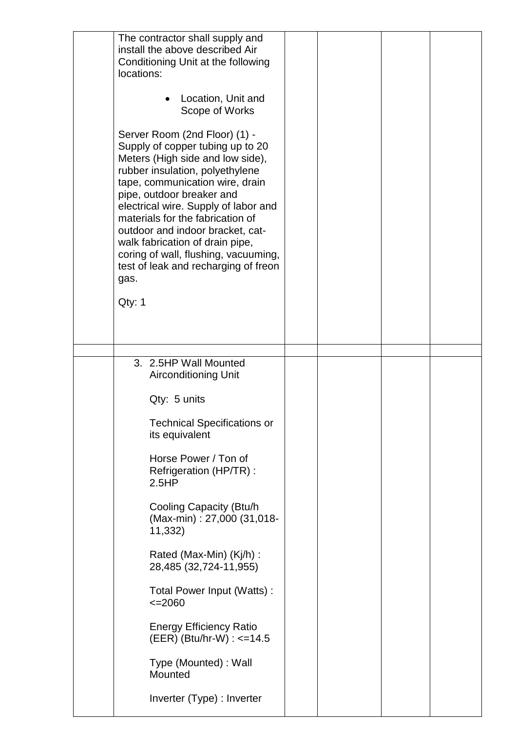| | | | | | |
|---|---|---|---|---|---|
| | The contractor shall supply and install the above described Air Conditioning Unit at the following locations:<br><br>• Location, Unit and Scope of Works<br><br>Server Room (2nd Floor) (1) - Supply of copper tubing up to 20 Meters (High side and low side), rubber insulation, polyethylene tape, communication wire, drain pipe, outdoor breaker and electrical wire. Supply of labor and materials for the fabrication of outdoor and indoor bracket, cat-walk fabrication of drain pipe, coring of wall, flushing, vacuuming, test of leak and recharging of freon gas.<br><br>Qty: 1 | | | | |
| | | | | | |
| | 3. 2.5HP Wall Mounted Airconditioning Unit<br><br>Qty: 5 units<br><br>Technical Specifications or its equivalent<br><br>Horse Power / Ton of Refrigeration (HP/TR) : 2.5HP<br><br>Cooling Capacity (Btu/h (Max-min) : 27,000 (31,018-11,332)<br><br>Rated (Max-Min) (Kj/h) : 28,485 (32,724-11,955)<br><br>Total Power Input (Watts) : <=2060<br><br>Energy Efficiency Ratio (EER) (Btu/hr-W) : <=14.5<br><br>Type (Mounted) : Wall Mounted<br><br>Inverter (Type) : Inverter | | | | |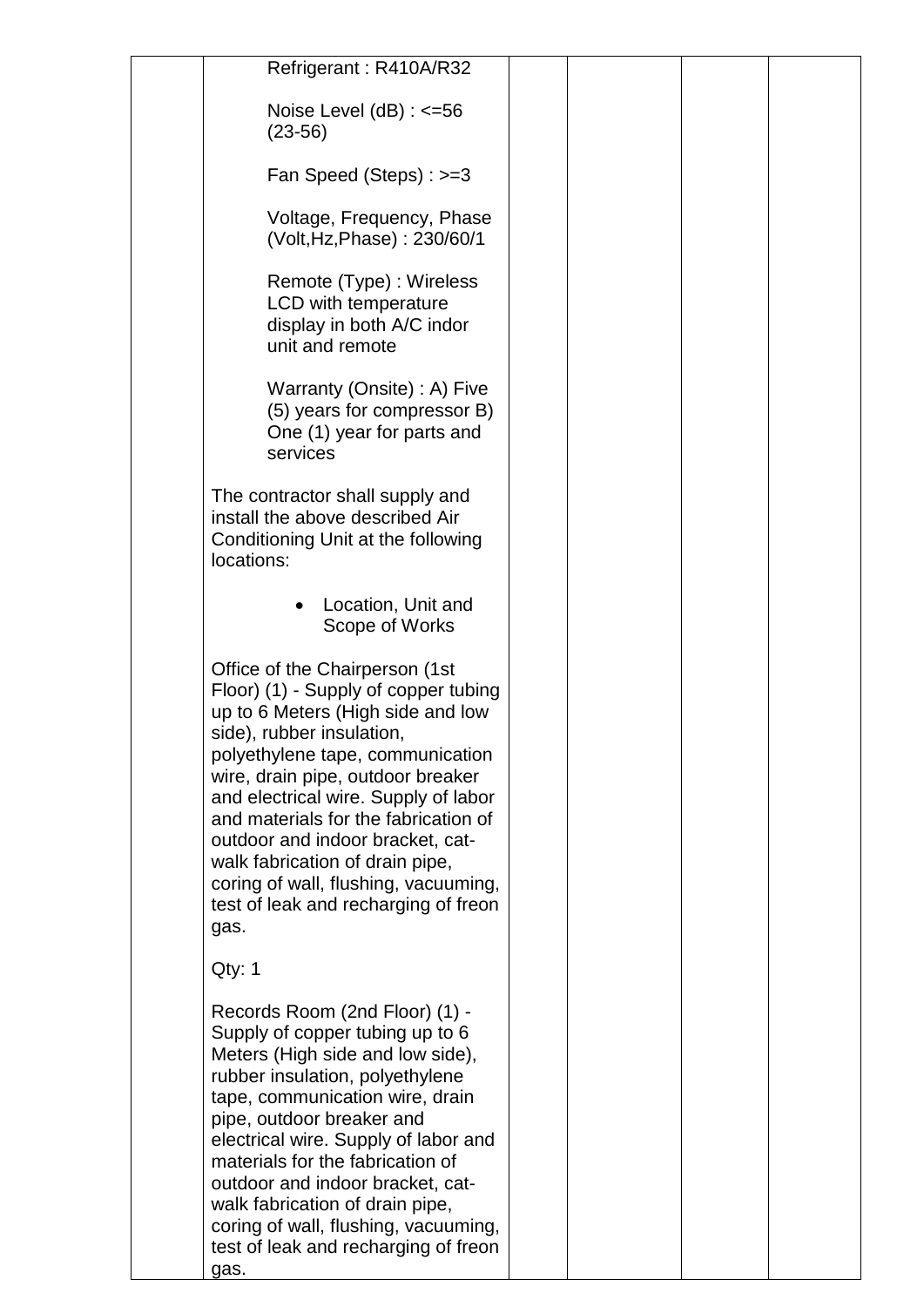| | | | | | |
|---|---|---|---|---|---|
| | Refrigerant : R410A/R32<br><br>Noise Level (dB) : <=56 (23-56)<br><br>Fan Speed (Steps) : >=3<br><br>Voltage, Frequency, Phase (Volt,Hz,Phase) : 230/60/1<br><br>Remote (Type) : Wireless LCD with temperature display in both A/C indor unit and remote<br><br>Warranty (Onsite) : A) Five (5) years for compressor B) One (1) year for parts and services<br><br>The contractor shall supply and install the above described Air Conditioning Unit at the following locations:<br><br>• Location, Unit and Scope of Works<br><br>Office of the Chairperson (1st Floor) (1) - Supply of copper tubing up to 6 Meters (High side and low side), rubber insulation, polyethylene tape, communication wire, drain pipe, outdoor breaker and electrical wire. Supply of labor and materials for the fabrication of outdoor and indoor bracket, cat-walk fabrication of drain pipe, coring of wall, flushing, vacuuming, test of leak and recharging of freon gas.<br><br>Qty: 1<br><br>Records Room (2nd Floor) (1) - Supply of copper tubing up to 6 Meters (High side and low side), rubber insulation, polyethylene tape, communication wire, drain pipe, outdoor breaker and electrical wire. Supply of labor and materials for the fabrication of outdoor and indoor bracket, cat-walk fabrication of drain pipe, coring of wall, flushing, vacuuming, test of leak and recharging of freon gas. | | | | |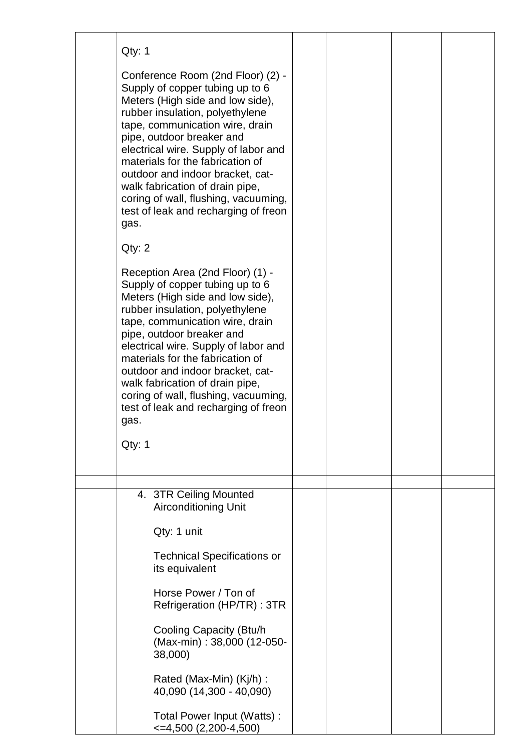| | | | | | |
|---|---|---|---|---|---|
| | Qty: 1<br><br>Conference Room (2nd Floor) (2) - Supply of copper tubing up to 6 Meters (High side and low side), rubber insulation, polyethylene tape, communication wire, drain pipe, outdoor breaker and electrical wire. Supply of labor and materials for the fabrication of outdoor and indoor bracket, cat-walk fabrication of drain pipe, coring of wall, flushing, vacuuming, test of leak and recharging of freon gas.<br><br>Qty: 2<br><br>Reception Area (2nd Floor) (1) - Supply of copper tubing up to 6 Meters (High side and low side), rubber insulation, polyethylene tape, communication wire, drain pipe, outdoor breaker and electrical wire. Supply of labor and materials for the fabrication of outdoor and indoor bracket, cat-walk fabrication of drain pipe, coring of wall, flushing, vacuuming, test of leak and recharging of freon gas.<br><br>Qty: 1 | | | | |
| | | | | | |
| | 4. 3TR Ceiling Mounted Airconditioning Unit<br><br>Qty: 1 unit<br><br>Technical Specifications or its equivalent<br><br>Horse Power / Ton of Refrigeration (HP/TR) : 3TR<br><br>Cooling Capacity (Btu/h (Max-min) : 38,000 (12-050-38,000)<br><br>Rated (Max-Min) (Kj/h) : 40,090 (14,300 - 40,090)<br><br>Total Power Input (Watts) : <=4,500 (2,200-4,500) | | | | |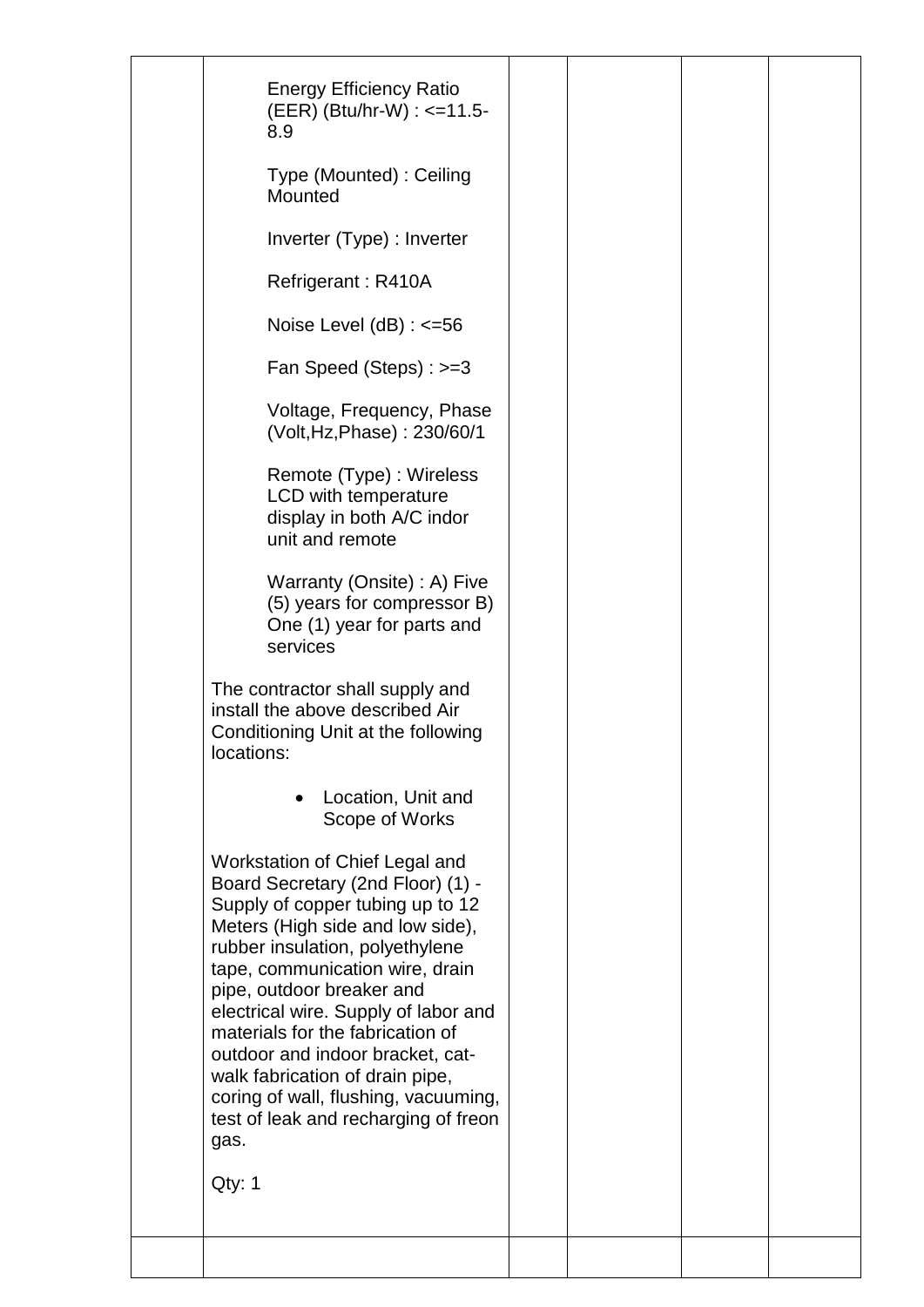| | | | | | |
|---|---|---|---|---|---|
| | Energy Efficiency Ratio (EER) (Btu/hr-W) : <=11.5-8.9<br><br>Type (Mounted) : Ceiling Mounted<br><br>Inverter (Type) : Inverter<br><br>Refrigerant : R410A<br><br>Noise Level (dB) : <=56<br><br>Fan Speed (Steps) : >=3<br><br>Voltage, Frequency, Phase (Volt,Hz,Phase) : 230/60/1<br><br>Remote (Type) : Wireless LCD with temperature display in both A/C indor unit and remote<br><br>Warranty (Onsite) : A) Five (5) years for compressor B) One (1) year for parts and services<br><br>The contractor shall supply and install the above described Air Conditioning Unit at the following locations:<br><br>• Location, Unit and Scope of Works<br><br>Workstation of Chief Legal and Board Secretary (2nd Floor) (1) - Supply of copper tubing up to 12 Meters (High side and low side), rubber insulation, polyethylene tape, communication wire, drain pipe, outdoor breaker and electrical wire. Supply of labor and materials for the fabrication of outdoor and indoor bracket, cat-walk fabrication of drain pipe, coring of wall, flushing, vacuuming, test of leak and recharging of freon gas.<br><br>Qty: 1 | | | | |
| | | | | | |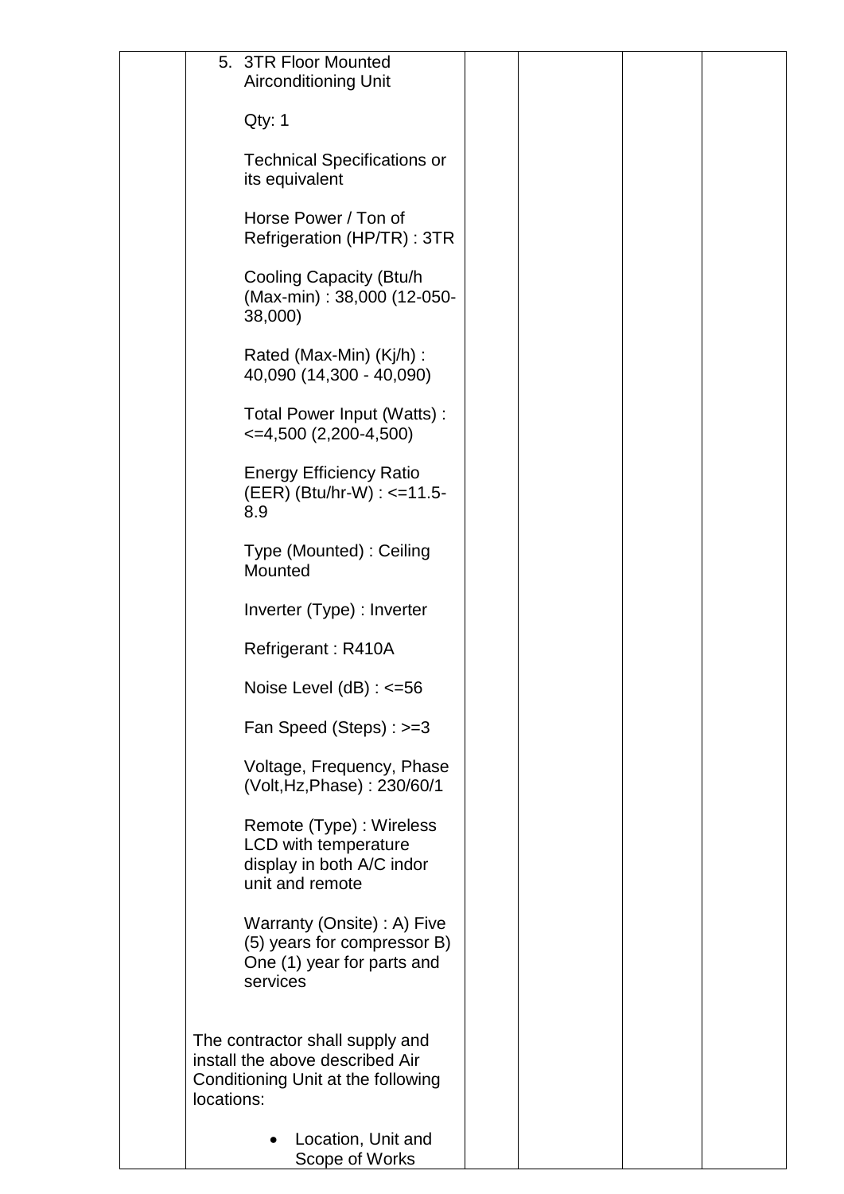| | | | | | |
|---|---|---|---|---|---|
| | 5. 3TR Floor Mounted Airconditioning Unit<br><br>Qty: 1<br><br>Technical Specifications or its equivalent<br><br>Horse Power / Ton of Refrigeration (HP/TR) : 3TR<br><br>Cooling Capacity (Btu/h (Max-min) : 38,000 (12-050-38,000)<br><br>Rated (Max-Min) (Kj/h) : 40,090 (14,300 - 40,090)<br><br>Total Power Input (Watts) : <=4,500 (2,200-4,500)<br><br>Energy Efficiency Ratio (EER) (Btu/hr-W) : <=11.5-8.9<br><br>Type (Mounted) : Ceiling Mounted<br><br>Inverter (Type) : Inverter<br><br>Refrigerant : R410A<br><br>Noise Level (dB) : <=56<br><br>Fan Speed (Steps) : >=3<br><br>Voltage, Frequency, Phase (Volt,Hz,Phase) : 230/60/1<br><br>Remote (Type) : Wireless LCD with temperature display in both A/C indor unit and remote<br><br>Warranty (Onsite) : A) Five (5) years for compressor B) One (1) year for parts and services<br><br>The contractor shall supply and install the above described Air Conditioning Unit at the following locations:<br><br>• Location, Unit and Scope of Works | | | | |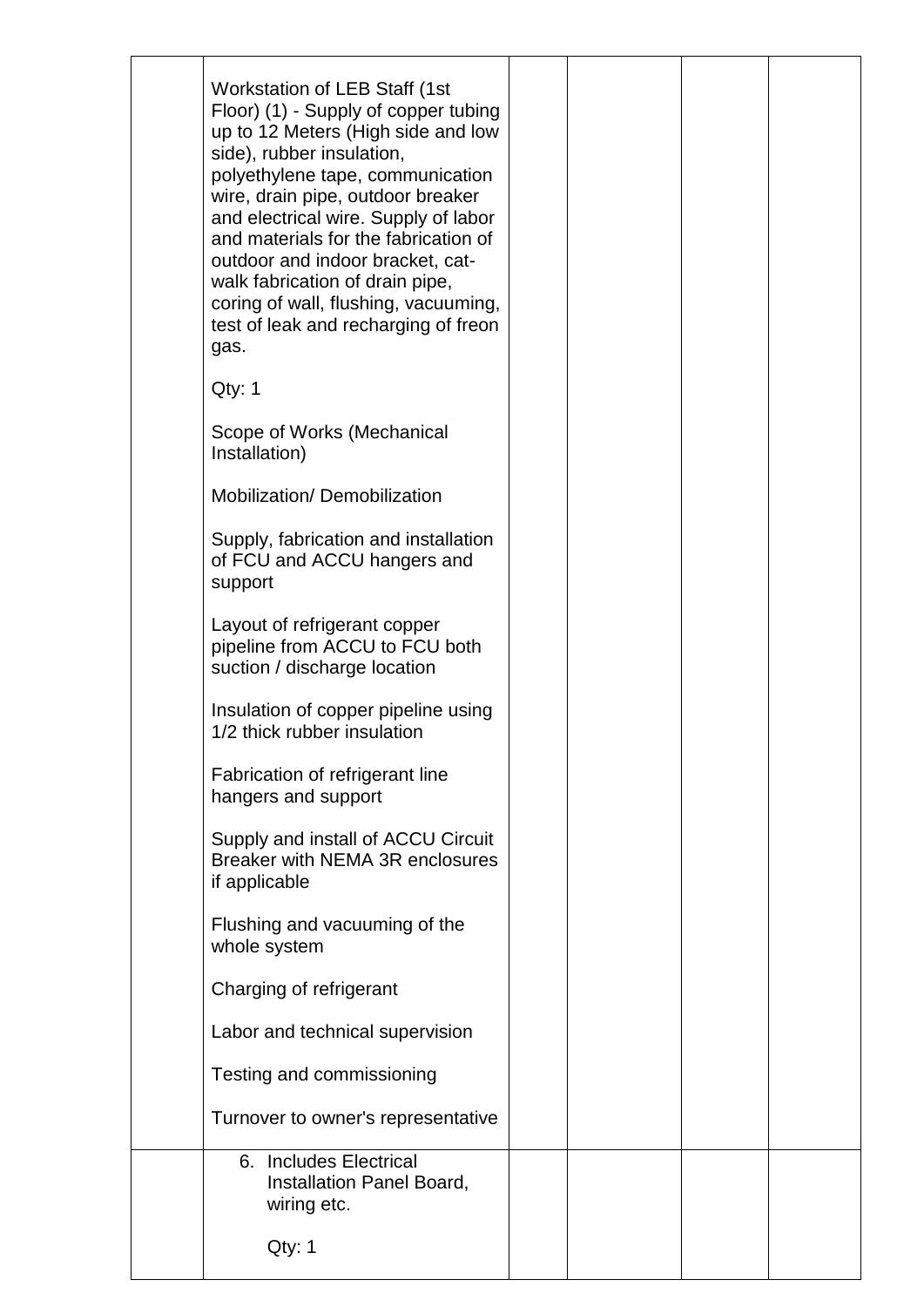| | | | | | |
|---|---|---|---|---|---|
| | Workstation of LEB Staff (1st Floor) (1) - Supply of copper tubing up to 12 Meters (High side and low side), rubber insulation, polyethylene tape, communication wire, drain pipe, outdoor breaker and electrical wire. Supply of labor and materials for the fabrication of outdoor and indoor bracket, cat-walk fabrication of drain pipe, coring of wall, flushing, vacuuming, test of leak and recharging of freon gas.<br><br>Qty: 1<br><br>Scope of Works (Mechanical Installation)<br><br>Mobilization/ Demobilization<br><br>Supply, fabrication and installation of FCU and ACCU hangers and support<br><br>Layout of refrigerant copper pipeline from ACCU to FCU both suction / discharge location<br><br>Insulation of copper pipeline using 1/2 thick rubber insulation<br><br>Fabrication of refrigerant line hangers and support<br><br>Supply and install of ACCU Circuit Breaker with NEMA 3R enclosures if applicable<br><br>Flushing and vacuuming of the whole system<br><br>Charging of refrigerant<br><br>Labor and technical supervision<br><br>Testing and commissioning<br><br>Turnover to owner's representative | | | | |
| | 6. Includes Electrical Installation Panel Board, wiring etc.<br><br>Qty: 1 | | | | |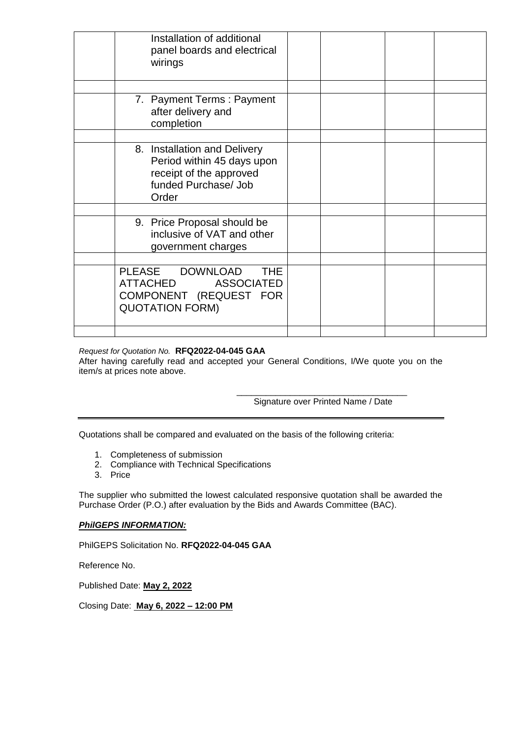| | | | | | |
|---|---|---|---|---|---|
| | Installation of additional panel boards and electrical wirings | | | | |
| | | | | | |
| | 7. Payment Terms : Payment after delivery and completion | | | | |
| | | | | | |
| | 8. Installation and Delivery Period within 45 days upon receipt of the approved funded Purchase/ Job Order | | | | |
| | | | | | |
| | 9. Price Proposal should be inclusive of VAT and other government charges | | | | |
| | | | | | |
| | PLEASE DOWNLOAD THE ATTACHED ASSOCIATED COMPONENT (REQUEST FOR QUOTATION FORM) | | | | |
| | | | | | |

*Request for Quotation No.* **RFQ2022-04-045 GAA**

After having carefully read and accepted your General Conditions, I/We quote you on the item/s at prices note above.

\_\_\_\_\_\_\_\_\_\_\_\_\_\_\_\_\_\_\_\_\_\_\_\_\_\_\_\_\_\_\_\_\_\_\_

Signature over Printed Name / Date

---

Quotations shall be compared and evaluated on the basis of the following criteria:

1. Completeness of submission
2. Compliance with Technical Specifications
3. Price

The supplier who submitted the lowest calculated responsive quotation shall be awarded the Purchase Order (P.O.) after evaluation by the Bids and Awards Committee (BAC).

***PhilGEPS INFORMATION:***

PhilGEPS Solicitation No. **RFQ2022-04-045 GAA**

Reference No.

Published Date: **May 2, 2022**

Closing Date: **May 6, 2022 – 12:00 PM**